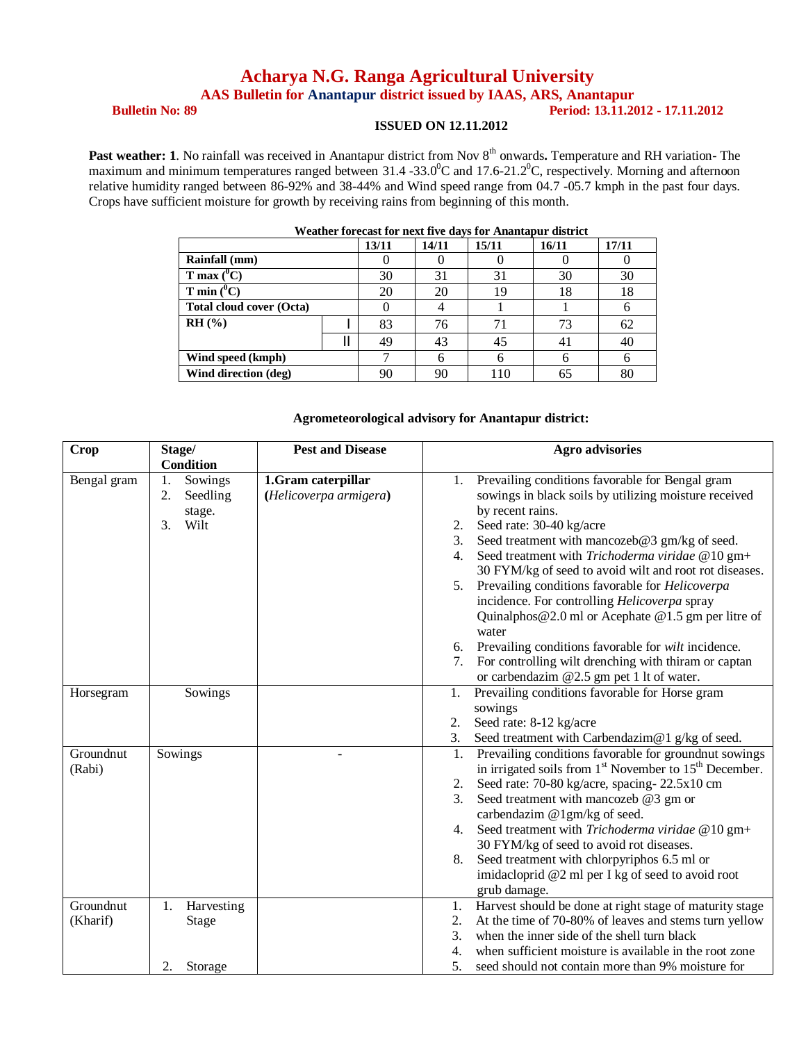# Acharya N.G. Ranga Agricultural University

## AAS Bulletin for Anantapur district issued by IAAS, ARS, Anantapur

**Bulletin No: 89** **Period: 13.11.2012 - 17.11.2012**

**ISSUED ON 12.11.2012**

**Past weather: 1**. No rainfall was received in Anantapur district from Nov 8th onwards**.** Temperature and RH variation- The maximum and minimum temperatures ranged between 31.4 -33.0$^0$C and 17.6-21.2$^0$C, respectively. Morning and afternoon relative humidity ranged between 86-92% and 38-44% and Wind speed range from 04.7 -05.7 kmph in the past four days. Crops have sufficient moisture for growth by receiving rains from beginning of this month.

**Weather forecast for next five days for Anantapur district**

| | | 13/11 | 14/11 | 15/11 | 16/11 | 17/11 |
|---|---|---|---|---|---|---|
| **Rainfall (mm)** | | 0 | 0 | 0 | 0 | 0 |
| **T max ($^0$C)** | | 30 | 31 | 31 | 30 | 30 |
| **T min ($^0$C)** | | 20 | 20 | 19 | 18 | 18 |
| **Total cloud cover (Octa)** | | 0 | 4 | 1 | 1 | 6 |
| **RH (%)** | I | 83 | 76 | 71 | 73 | 62 |
| | II | 49 | 43 | 45 | 41 | 40 |
| **Wind speed (kmph)** | | 7 | 6 | 6 | 6 | 6 |
| **Wind direction (deg)** | | 90 | 90 | 110 | 65 | 80 |

**Agrometeorological advisory for Anantapur district:**

| Crop | Stage/ Condition | Pest and Disease | Agro advisories |
|---|---|---|---|
| Bengal gram | 1. Sowings<br>2. Seedling stage.<br>3. Wilt | **1.Gram caterpillar (*Helicoverpa armigera*)** | 1. Prevailing conditions favorable for Bengal gram sowings in black soils by utilizing moisture received by recent rains.<br>2. Seed rate: 30-40 kg/acre<br>3. Seed treatment with mancozeb@3 gm/kg of seed.<br>4. Seed treatment with *Trichoderma viridae* @10 gm+ 30 FYM/kg of seed to avoid wilt and root rot diseases.<br>5. Prevailing conditions favorable for *Helicoverpa* incidence. For controlling *Helicoverpa* spray Quinalphos@2.0 ml or Acephate @1.5 gm per litre of water<br>6. Prevailing conditions favorable for *wilt* incidence.<br>7. For controlling wilt drenching with thiram or captan or carbendazim @2.5 gm pet 1 lt of water. |
| Horsegram | Sowings | | 1. Prevailing conditions favorable for Horse gram sowings<br>2. Seed rate: 8-12 kg/acre<br>3. Seed treatment with Carbendazim@1 g/kg of seed. |
| Groundnut (Rabi) | Sowings | - | 1. Prevailing conditions favorable for groundnut sowings in irrigated soils from 1st November to 15th December.<br>2. Seed rate: 70-80 kg/acre, spacing- 22.5x10 cm<br>3. Seed treatment with mancozeb @3 gm or carbendazim @1gm/kg of seed.<br>4. Seed treatment with *Trichoderma viridae* @10 gm+ 30 FYM/kg of seed to avoid rot diseases.<br>8. Seed treatment with chlorpyriphos 6.5 ml or imidacloprid @2 ml per I kg of seed to avoid root grub damage. |
| Groundnut (Kharif) | 1. Harvesting Stage<br>2. Storage | | 1. Harvest should be done at right stage of maturity stage<br>2. At the time of 70-80% of leaves and stems turn yellow<br>3. when the inner side of the shell turn black<br>4. when sufficient moisture is available in the root zone<br>5. seed should not contain more than 9% moisture for |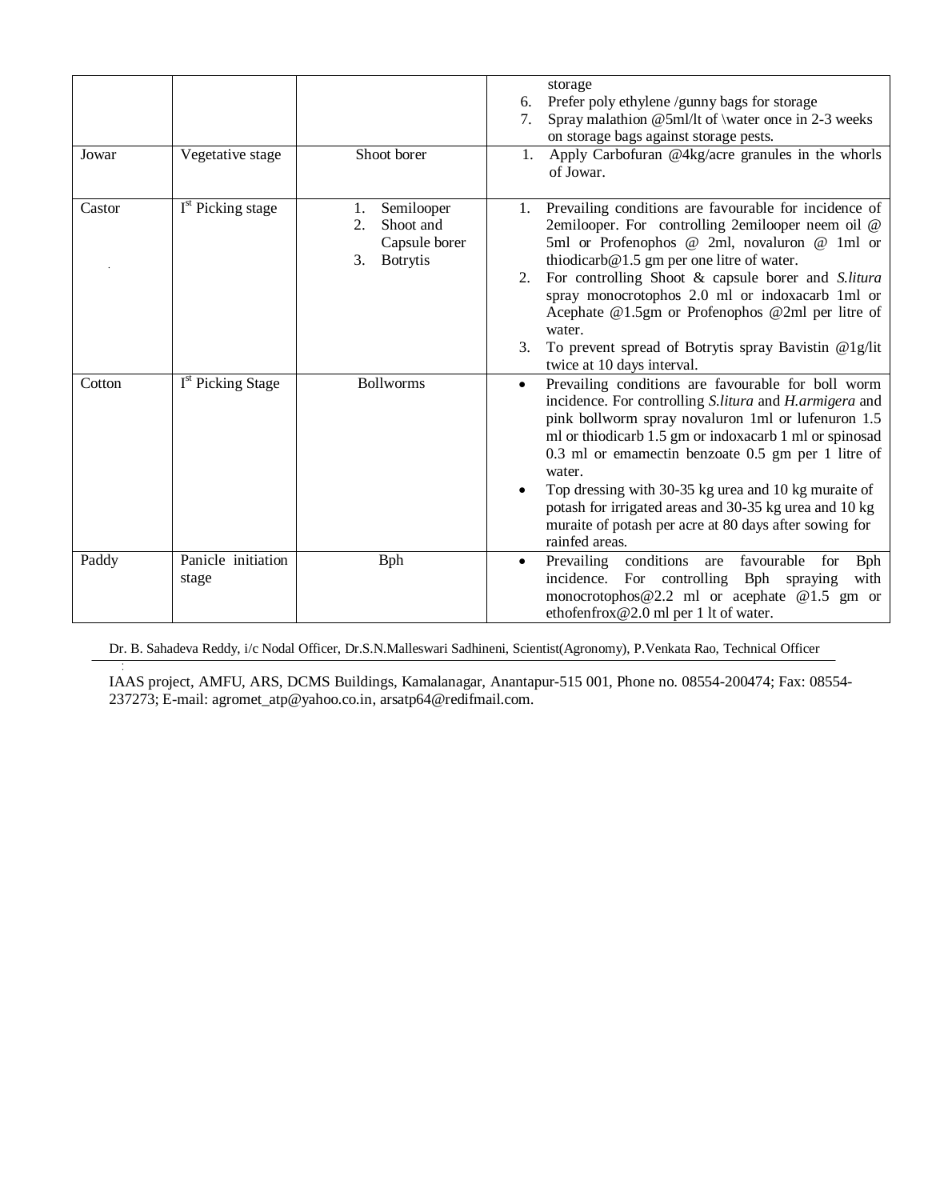| | | | |
|---|---|---|---|
| | | | storage<br>6. Prefer poly ethylene /gunny bags for storage<br>7. Spray malathion @5ml/lt of \water once in 2-3 weeks on storage bags against storage pests. |
| Jowar | Vegetative stage | Shoot borer | 1. Apply Carbofuran @4kg/acre granules in the whorls of Jowar. |
| Castor | I[st] Picking stage | 1. Semilooper<br>2. Shoot and Capsule borer<br>3. Botrytis | 1. Prevailing conditions are favourable for incidence of 2emilooper. For controlling 2emilooper neem oil @ 5ml or Profenophos @ 2ml, novaluron @ 1ml or thiodicarb@1.5 gm per one litre of water.<br>2. For controlling Shoot & capsule borer and *S.litura* spray monocrotophos 2.0 ml or indoxacarb 1ml or Acephate @1.5gm or Profenophos @2ml per litre of water.<br>3. To prevent spread of Botrytis spray Bavistin @1g/lit twice at 10 days interval. |
| Cotton | I[st] Picking Stage | Bollworms | • Prevailing conditions are favourable for boll worm incidence. For controlling *S.litura* and *H.armigera* and pink bollworm spray novaluron 1ml or lufenuron 1.5 ml or thiodicarb 1.5 gm or indoxacarb 1 ml or spinosad 0.3 ml or emamectin benzoate 0.5 gm per 1 litre of water.<br>• Top dressing with 30-35 kg urea and 10 kg muraite of potash for irrigated areas and 30-35 kg urea and 10 kg muraite of potash per acre at 80 days after sowing for rainfed areas. |
| Paddy | Panicle initiation stage | Bph | • Prevailing conditions are favourable for Bph incidence. For controlling Bph spraying with monocrotophos@2.2 ml or acephate @1.5 gm or ethofenfrox@2.0 ml per 1 lt of water. |

Dr. B. Sahadeva Reddy, i/c Nodal Officer, Dr.S.N.Malleswari Sadhineni, Scientist(Agronomy), P.Venkata Rao, Technical Officer

IAAS project, AMFU, ARS, DCMS Buildings, Kamalanagar, Anantapur-515 001, Phone no. 08554-200474; Fax: 08554-237273; E-mail: agromet_atp@yahoo.co.in, arsatp64@redifmail.com.